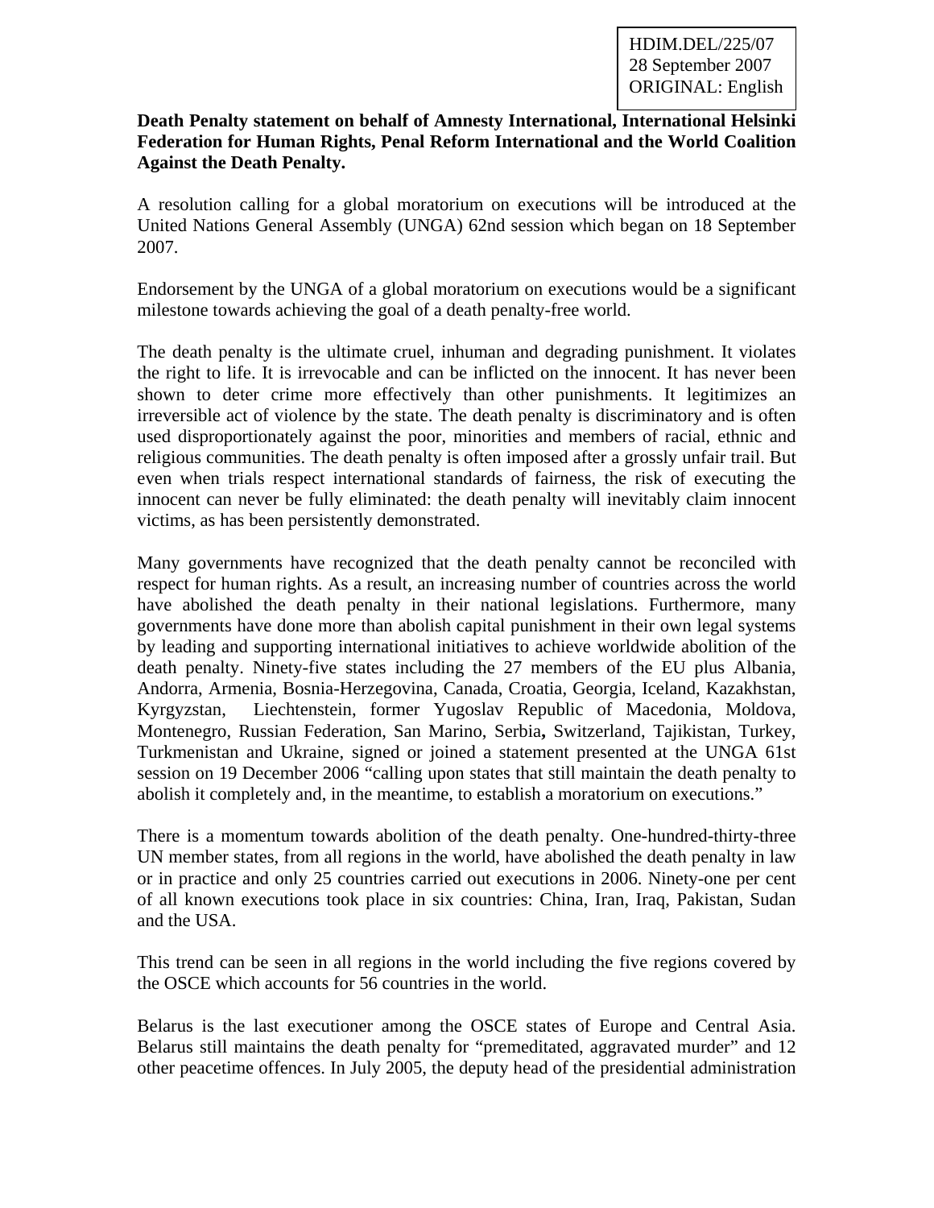HDIM.DEL/225/07
28 September 2007
ORIGINAL: English

**Death Penalty statement on behalf of Amnesty International, International Helsinki Federation for Human Rights, Penal Reform International and the World Coalition Against the Death Penalty.**

A resolution calling for a global moratorium on executions will be introduced at the United Nations General Assembly (UNGA) 62nd session which began on 18 September 2007.

Endorsement by the UNGA of a global moratorium on executions would be a significant milestone towards achieving the goal of a death penalty-free world.

The death penalty is the ultimate cruel, inhuman and degrading punishment. It violates the right to life. It is irrevocable and can be inflicted on the innocent. It has never been shown to deter crime more effectively than other punishments. It legitimizes an irreversible act of violence by the state. The death penalty is discriminatory and is often used disproportionately against the poor, minorities and members of racial, ethnic and religious communities. The death penalty is often imposed after a grossly unfair trail. But even when trials respect international standards of fairness, the risk of executing the innocent can never be fully eliminated: the death penalty will inevitably claim innocent victims, as has been persistently demonstrated.

Many governments have recognized that the death penalty cannot be reconciled with respect for human rights. As a result, an increasing number of countries across the world have abolished the death penalty in their national legislations. Furthermore, many governments have done more than abolish capital punishment in their own legal systems by leading and supporting international initiatives to achieve worldwide abolition of the death penalty. Ninety-five states including the 27 members of the EU plus Albania, Andorra, Armenia, Bosnia-Herzegovina, Canada, Croatia, Georgia, Iceland, Kazakhstan, Kyrgyzstan, Liechtenstein, former Yugoslav Republic of Macedonia, Moldova, Montenegro, Russian Federation, San Marino, Serbia, Switzerland, Tajikistan, Turkey, Turkmenistan and Ukraine, signed or joined a statement presented at the UNGA 61st session on 19 December 2006 "calling upon states that still maintain the death penalty to abolish it completely and, in the meantime, to establish a moratorium on executions."

There is a momentum towards abolition of the death penalty. One-hundred-thirty-three UN member states, from all regions in the world, have abolished the death penalty in law or in practice and only 25 countries carried out executions in 2006. Ninety-one per cent of all known executions took place in six countries: China, Iran, Iraq, Pakistan, Sudan and the USA.

This trend can be seen in all regions in the world including the five regions covered by the OSCE which accounts for 56 countries in the world.

Belarus is the last executioner among the OSCE states of Europe and Central Asia. Belarus still maintains the death penalty for "premeditated, aggravated murder" and 12 other peacetime offences. In July 2005, the deputy head of the presidential administration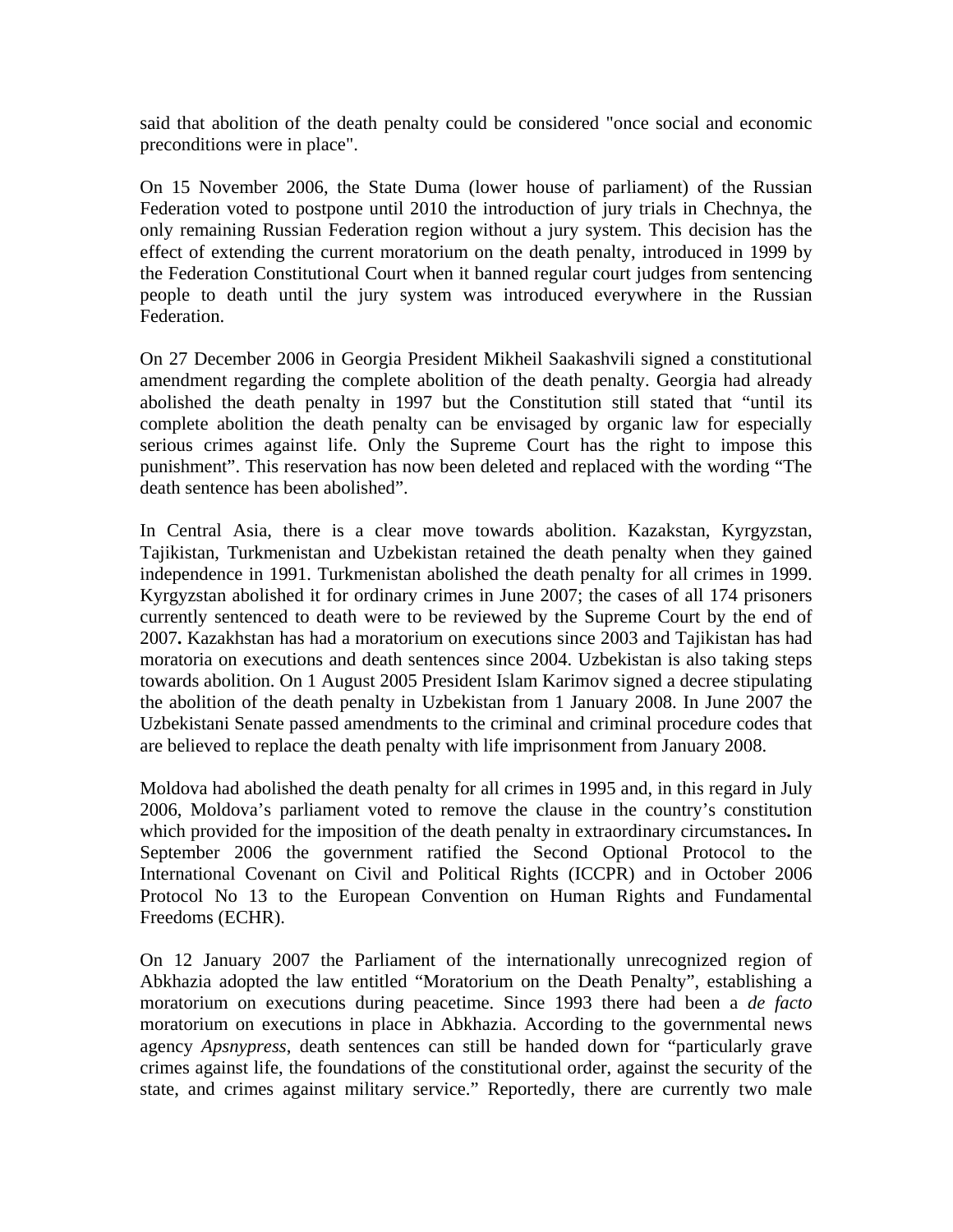said that abolition of the death penalty could be considered "once social and economic preconditions were in place".

On 15 November 2006, the State Duma (lower house of parliament) of the Russian Federation voted to postpone until 2010 the introduction of jury trials in Chechnya, the only remaining Russian Federation region without a jury system. This decision has the effect of extending the current moratorium on the death penalty, introduced in 1999 by the Federation Constitutional Court when it banned regular court judges from sentencing people to death until the jury system was introduced everywhere in the Russian Federation.

On 27 December 2006 in Georgia President Mikheil Saakashvili signed a constitutional amendment regarding the complete abolition of the death penalty. Georgia had already abolished the death penalty in 1997 but the Constitution still stated that "until its complete abolition the death penalty can be envisaged by organic law for especially serious crimes against life. Only the Supreme Court has the right to impose this punishment". This reservation has now been deleted and replaced with the wording "The death sentence has been abolished".

In Central Asia, there is a clear move towards abolition. Kazakstan, Kyrgyzstan, Tajikistan, Turkmenistan and Uzbekistan retained the death penalty when they gained independence in 1991. Turkmenistan abolished the death penalty for all crimes in 1999. Kyrgyzstan abolished it for ordinary crimes in June 2007; the cases of all 174 prisoners currently sentenced to death were to be reviewed by the Supreme Court by the end of 2007**.** Kazakhstan has had a moratorium on executions since 2003 and Tajikistan has had moratoria on executions and death sentences since 2004. Uzbekistan is also taking steps towards abolition. On 1 August 2005 President Islam Karimov signed a decree stipulating the abolition of the death penalty in Uzbekistan from 1 January 2008. In June 2007 the Uzbekistani Senate passed amendments to the criminal and criminal procedure codes that are believed to replace the death penalty with life imprisonment from January 2008.

Moldova had abolished the death penalty for all crimes in 1995 and, in this regard in July 2006, Moldova's parliament voted to remove the clause in the country's constitution which provided for the imposition of the death penalty in extraordinary circumstances**.** In September 2006 the government ratified the Second Optional Protocol to the International Covenant on Civil and Political Rights (ICCPR) and in October 2006 Protocol No 13 to the European Convention on Human Rights and Fundamental Freedoms (ECHR).

On 12 January 2007 the Parliament of the internationally unrecognized region of Abkhazia adopted the law entitled "Moratorium on the Death Penalty", establishing a moratorium on executions during peacetime. Since 1993 there had been a *de facto* moratorium on executions in place in Abkhazia. According to the governmental news agency *Apsnypress*, death sentences can still be handed down for "particularly grave crimes against life, the foundations of the constitutional order, against the security of the state, and crimes against military service." Reportedly, there are currently two male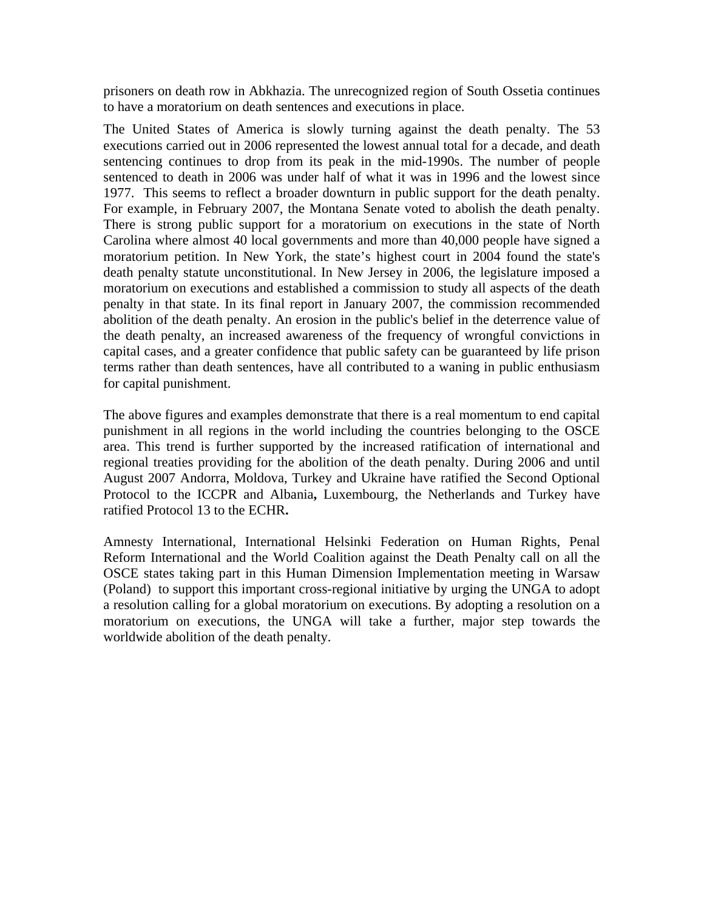prisoners on death row in Abkhazia. The unrecognized region of South Ossetia continues to have a moratorium on death sentences and executions in place.

The United States of America is slowly turning against the death penalty. The 53 executions carried out in 2006 represented the lowest annual total for a decade, and death sentencing continues to drop from its peak in the mid-1990s. The number of people sentenced to death in 2006 was under half of what it was in 1996 and the lowest since 1977. This seems to reflect a broader downturn in public support for the death penalty. For example, in February 2007, the Montana Senate voted to abolish the death penalty. There is strong public support for a moratorium on executions in the state of North Carolina where almost 40 local governments and more than 40,000 people have signed a moratorium petition. In New York, the state's highest court in 2004 found the state's death penalty statute unconstitutional. In New Jersey in 2006, the legislature imposed a moratorium on executions and established a commission to study all aspects of the death penalty in that state. In its final report in January 2007, the commission recommended abolition of the death penalty. An erosion in the public's belief in the deterrence value of the death penalty, an increased awareness of the frequency of wrongful convictions in capital cases, and a greater confidence that public safety can be guaranteed by life prison terms rather than death sentences, have all contributed to a waning in public enthusiasm for capital punishment.

The above figures and examples demonstrate that there is a real momentum to end capital punishment in all regions in the world including the countries belonging to the OSCE area. This trend is further supported by the increased ratification of international and regional treaties providing for the abolition of the death penalty. During 2006 and until August 2007 Andorra, Moldova, Turkey and Ukraine have ratified the Second Optional Protocol to the ICCPR and Albania**,** Luxembourg, the Netherlands and Turkey have ratified Protocol 13 to the ECHR**.**

Amnesty International, International Helsinki Federation on Human Rights, Penal Reform International and the World Coalition against the Death Penalty call on all the OSCE states taking part in this Human Dimension Implementation meeting in Warsaw (Poland) to support this important cross-regional initiative by urging the UNGA to adopt a resolution calling for a global moratorium on executions. By adopting a resolution on a moratorium on executions, the UNGA will take a further, major step towards the worldwide abolition of the death penalty.